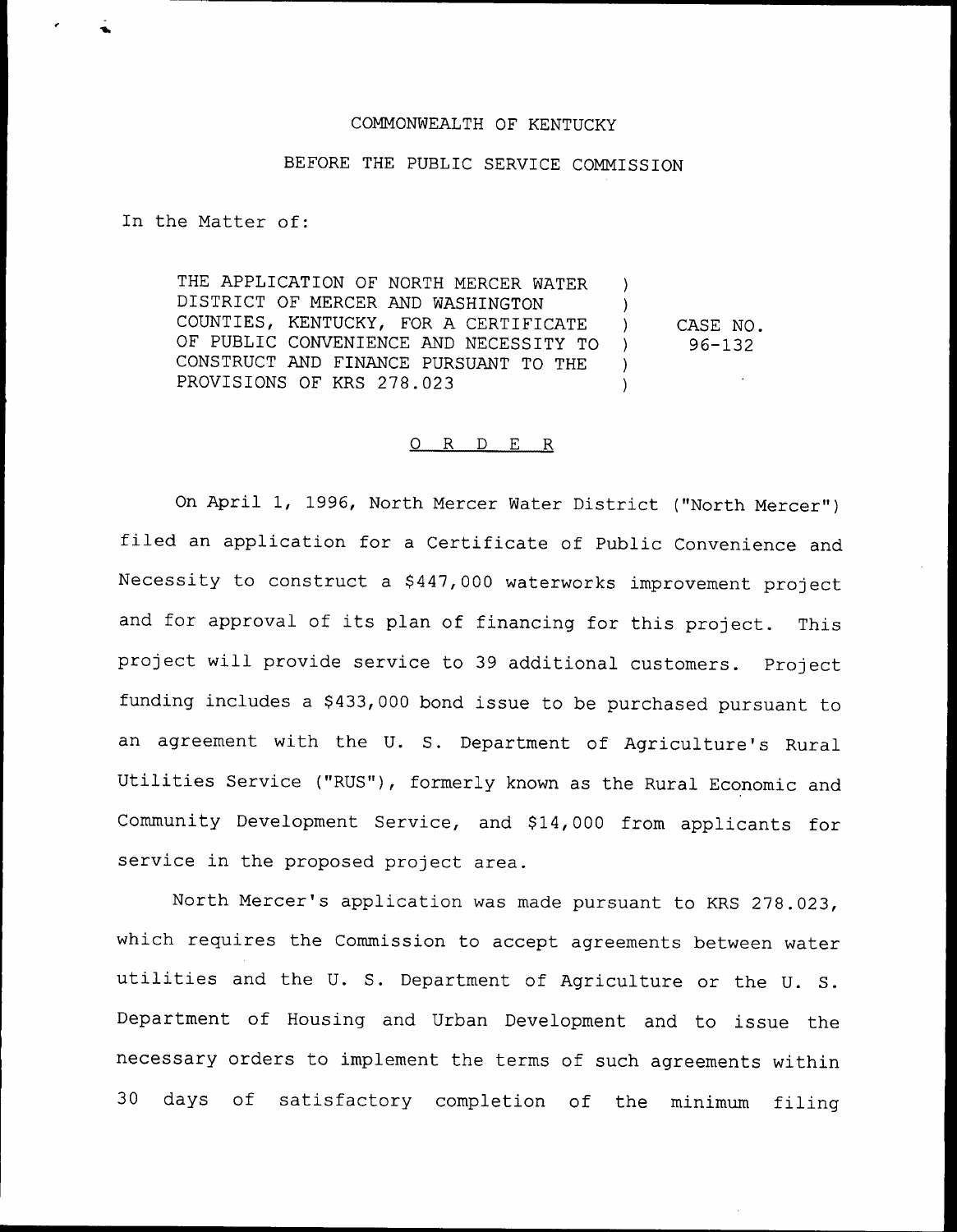COMMONWEALTH OF KENTUCKY

BEFORE THE PUBLIC SERVICE COMMISSION

In the Matter of:

| | | |
|---|---|---|
| THE APPLICATION OF NORTH MERCER WATER DISTRICT OF MERCER AND WASHINGTON COUNTIES, KENTUCKY, FOR A CERTIFICATE OF PUBLIC CONVENIENCE AND NECESSITY TO CONSTRUCT AND FINANCE PURSUANT TO THE PROVISIONS OF KRS 278.023 | ) | CASE NO. 96-132 |

O R D E R

On April 1, 1996, North Mercer Water District ("North Mercer") filed an application for a Certificate of Public Convenience and Necessity to construct a $447,000 waterworks improvement project and for approval of its plan of financing for this project. This project will provide service to 39 additional customers. Project funding includes a $433,000 bond issue to be purchased pursuant to an agreement with the U. S. Department of Agriculture's Rural Utilities Service ("RUS"), formerly known as the Rural Economic and Community Development Service, and $14,000 from applicants for service in the proposed project area.

North Mercer's application was made pursuant to KRS 278.023, which requires the Commission to accept agreements between water utilities and the U. S. Department of Agriculture or the U. S. Department of Housing and Urban Development and to issue the necessary orders to implement the terms of such agreements within 30 days of satisfactory completion of the minimum filing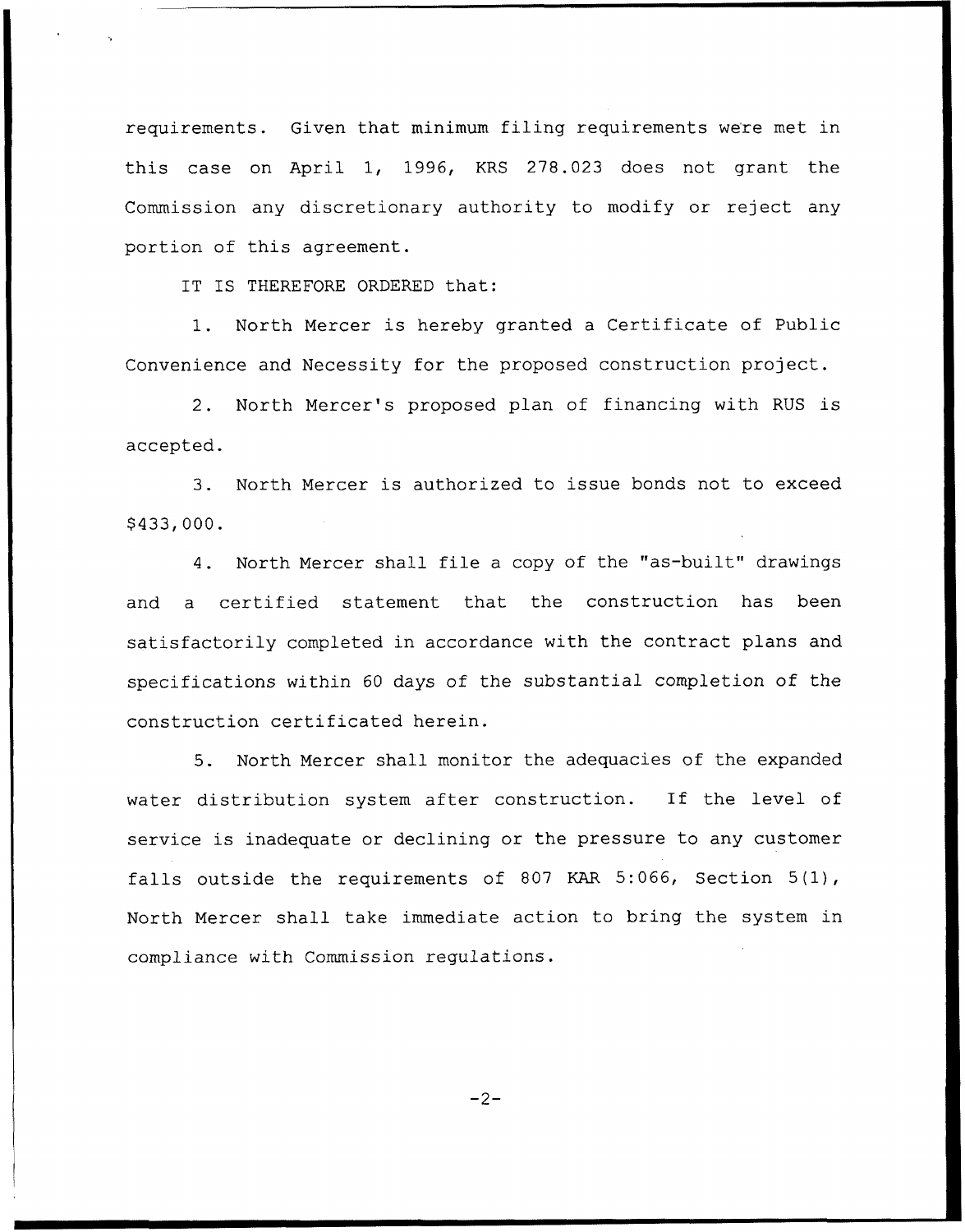requirements. Given that minimum filing requirements were met in this case on April 1, 1996, KRS 278.023 does not grant the Commission any discretionary authority to modify or reject any portion of this agreement.

IT IS THEREFORE ORDERED that:

1. North Mercer is hereby granted a Certificate of Public Convenience and Necessity for the proposed construction project.

2. North Mercer's proposed plan of financing with RUS is accepted.

3. North Mercer is authorized to issue bonds not to exceed $433,000.

4. North Mercer shall file a copy of the "as-built" drawings and a certified statement that the construction has been satisfactorily completed in accordance with the contract plans and specifications within 60 days of the substantial completion of the construction certificated herein.

5. North Mercer shall monitor the adequacies of the expanded water distribution system after construction. If the level of service is inadequate or declining or the pressure to any customer falls outside the requirements of 807 KAR 5:066, Section 5(1), North Mercer shall take immediate action to bring the system in compliance with Commission regulations.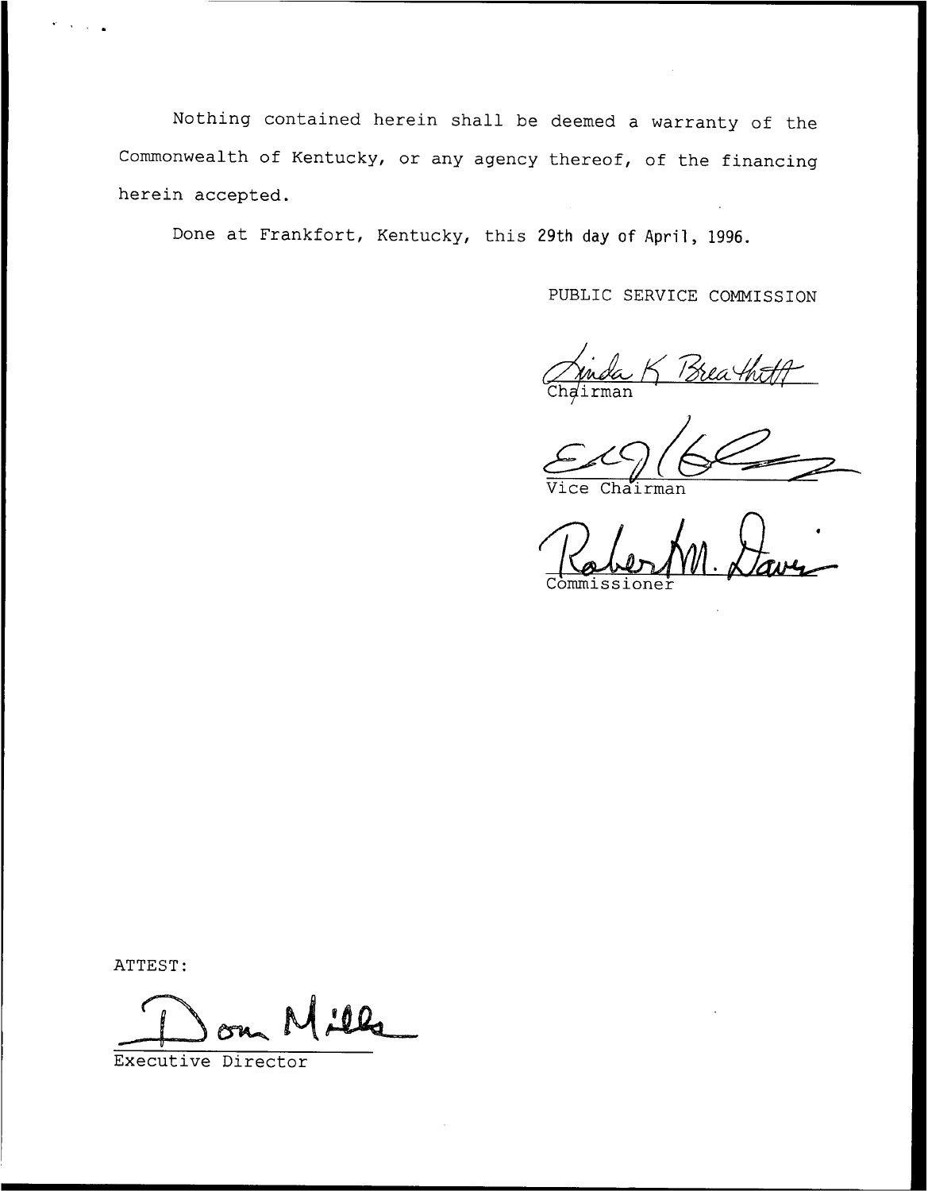Nothing contained herein shall be deemed a warranty of the Commonwealth of Kentucky, or any agency thereof, of the financing herein accepted.

Done at Frankfort, Kentucky, this 29th day of April, 1996.

PUBLIC SERVICE COMMISSION

Linda K. Breathitt
Chairman

Vice Chairman

Robert M. Davis
Commissioner

ATTEST:

Don Mills
Executive Director